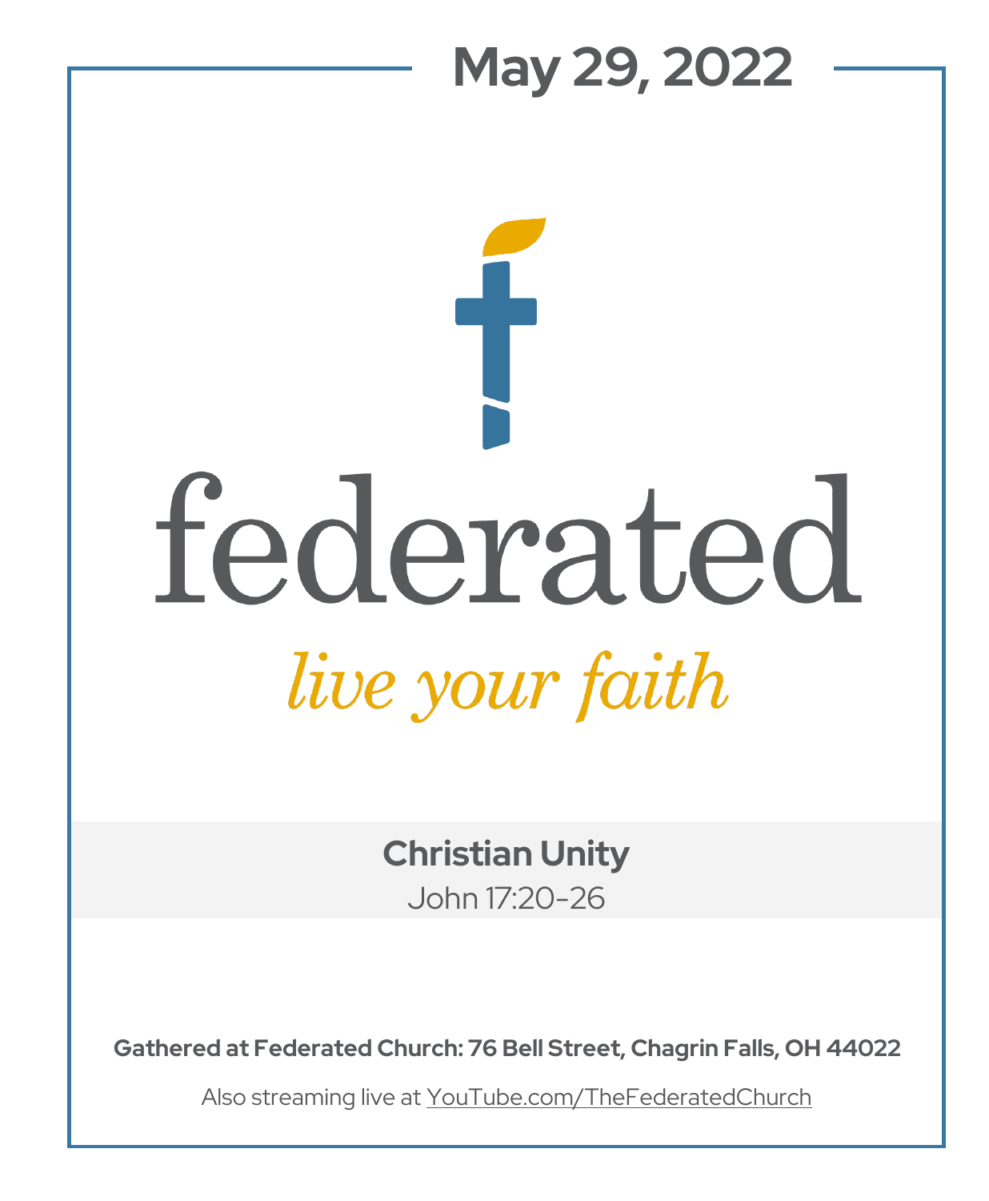# May 29, 2022

# federated

*live your faith*

## Christian Unity

John 17:20-26

**Gathered at Federated Church: 76 Bell Street, Chagrin Falls, OH 44022**

Also streaming live at YouTube.com/TheFederatedChurch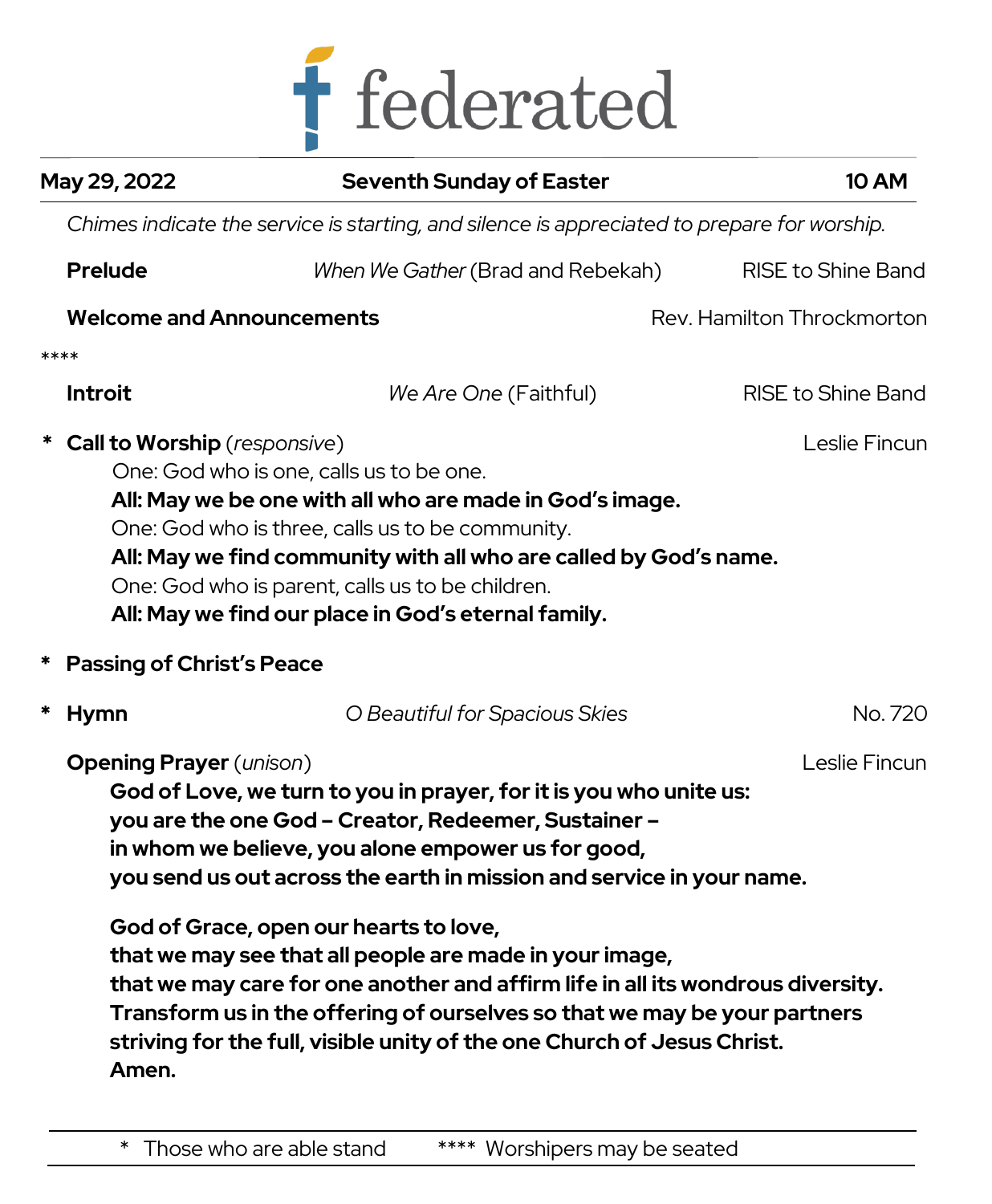# federated

| May 29, 2022 | Seventh Sunday of Easter | 10 AM |
|---|---|---|

*Chimes indicate the service is starting, and silence is appreciated to prepare for worship.*

**Prelude** — *When We Gather* (Brad and Rebekah) — RISE to Shine Band

**Welcome and Announcements** — Rev. Hamilton Throckmorton

****

**Introit** — *We Are One* (Faithful) — RISE to Shine Band

\* **Call to Worship** (*responsive*) — Leslie Fincun

One: God who is one, calls us to be one.
**All: May we be one with all who are made in God's image.**
One: God who is three, calls us to be community.
**All: May we find community with all who are called by God's name.**
One: God who is parent, calls us to be children.
**All: May we find our place in God's eternal family.**

\* **Passing of Christ's Peace**

\* **Hymn** — *O Beautiful for Spacious Skies* — No. 720

**Opening Prayer** (*unison*) — Leslie Fincun

**God of Love, we turn to you in prayer, for it is you who unite us:**
**you are the one God – Creator, Redeemer, Sustainer –**
**in whom we believe, you alone empower us for good,**
**you send us out across the earth in mission and service in your name.**

**God of Grace, open our hearts to love,**
**that we may see that all people are made in your image,**
**that we may care for one another and affirm life in all its wondrous diversity.**
**Transform us in the offering of ourselves so that we may be your partners**
**striving for the full, visible unity of the one Church of Jesus Christ.**
**Amen.**

\* Those who are able stand &nbsp;&nbsp;&nbsp; **** Worshipers may be seated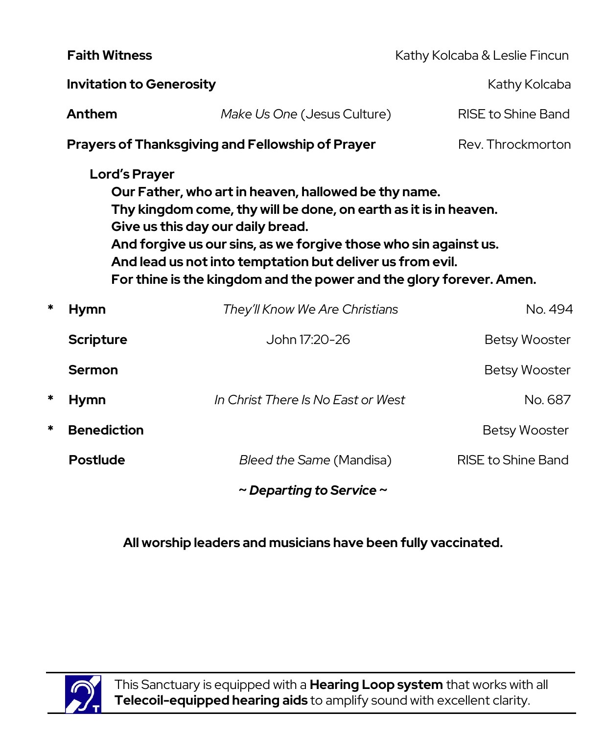**Faith Witness** Kathy Kolcaba & Leslie Fincun

**Invitation to Generosity** Kathy Kolcaba

**Anthem** *Make Us One* (Jesus Culture) RISE to Shine Band

**Prayers of Thanksgiving and Fellowship of Prayer** Rev. Throckmorton

**Lord's Prayer**

**Our Father, who art in heaven, hallowed be thy name.**
**Thy kingdom come, thy will be done, on earth as it is in heaven.**
**Give us this day our daily bread.**
**And forgive us our sins, as we forgive those who sin against us.**
**And lead us not into temptation but deliver us from evil.**
**For thine is the kingdom and the power and the glory forever. Amen.**

\* **Hymn** *They'll Know We Are Christians* No. 494

**Scripture** John 17:20-26 Betsy Wooster

**Sermon** Betsy Wooster

\* **Hymn** *In Christ There Is No East or West* No. 687

\* **Benediction** Betsy Wooster

**Postlude** *Bleed the Same* (Mandisa) RISE to Shine Band

***~ Departing to Service ~***

**All worship leaders and musicians have been fully vaccinated.**

---

This Sanctuary is equipped with a **Hearing Loop system** that works with all **Telecoil-equipped hearing aids** to amplify sound with excellent clarity.

---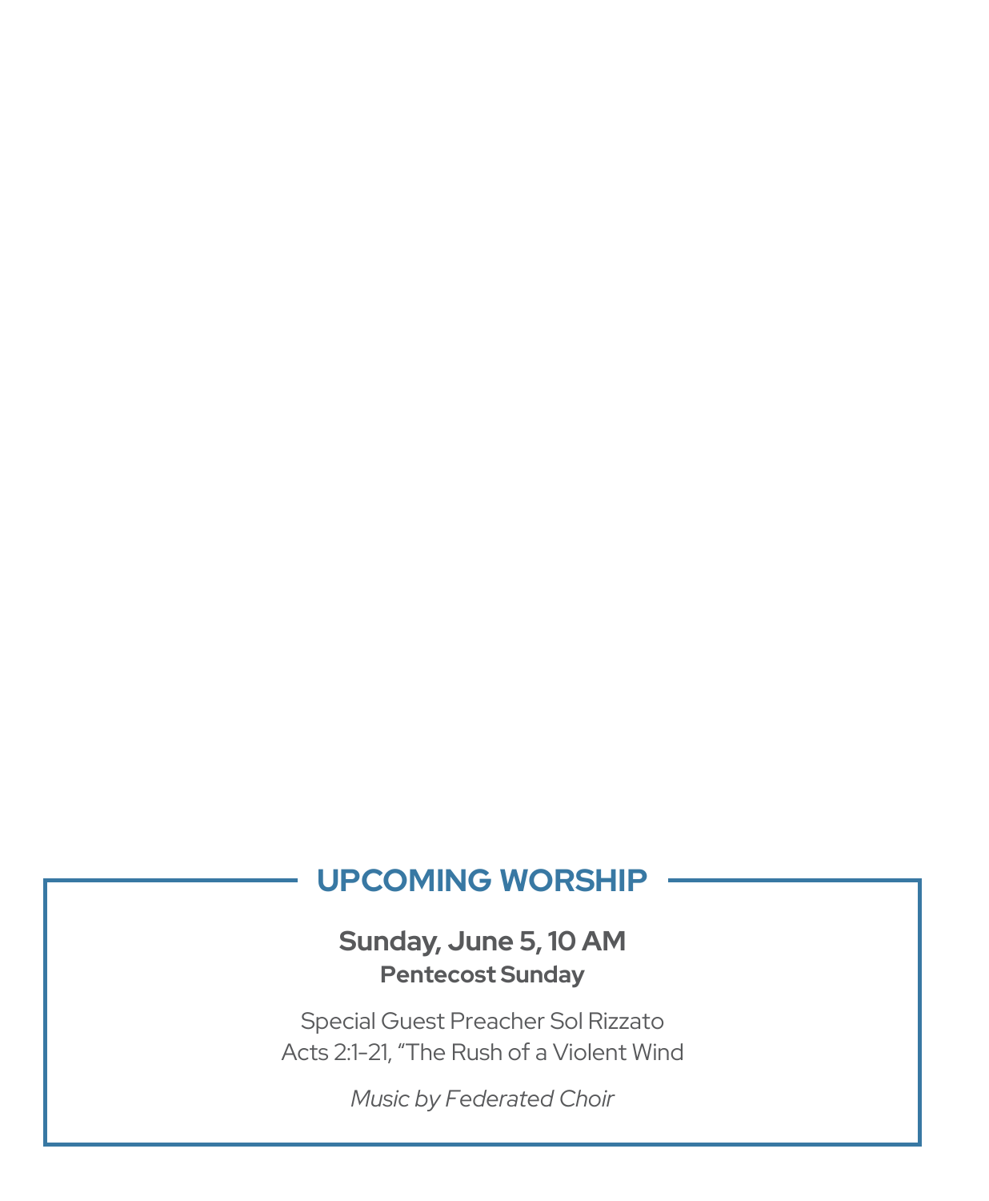## UPCOMING WORSHIP

**Sunday, June 5, 10 AM**

**Pentecost Sunday**

Special Guest Preacher Sol Rizzato

Acts 2:1-21, “The Rush of a Violent Wind

*Music by Federated Choir*